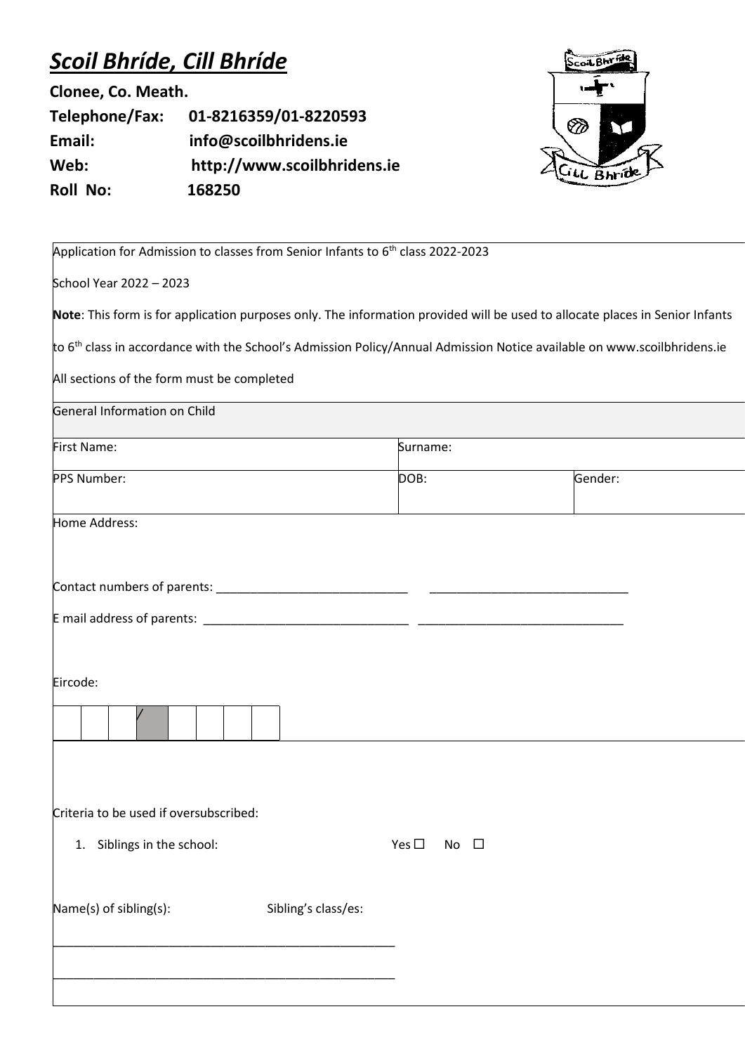# ***Scoil Bhríde, Cill Bhríde***

**Clonee, Co. Meath.**

**Telephone/Fax:** **01-8216359/01-8220593**

**Email:** **info@scoilbhridens.ie**

**Web:** **http://www.scoilbhridens.ie**

**Roll No:** **168250**

Application for Admission to classes from Senior Infants to 6th class 2022-2023

School Year 2022 – 2023

**Note**: This form is for application purposes only. The information provided will be used to allocate places in Senior Infants to 6th class in accordance with the School's Admission Policy/Annual Admission Notice available on www.scoilbhridens.ie

All sections of the form must be completed

General Information on Child

| First Name: | Surname: | |
|---|---|---|
| PPS Number: | DOB: | Gender: |

Home Address:

Contact numbers of parents: ____________________________ ____________________________

E mail address of parents: ______________________________ ______________________________

Eircode:

| | | | / | | | | |
|---|---|---|---|---|---|---|---|

Criteria to be used if oversubscribed:

1. Siblings in the school: Yes ☐ No ☐

Name(s) of sibling(s): Sibling's class/es:

___________________________________________________

___________________________________________________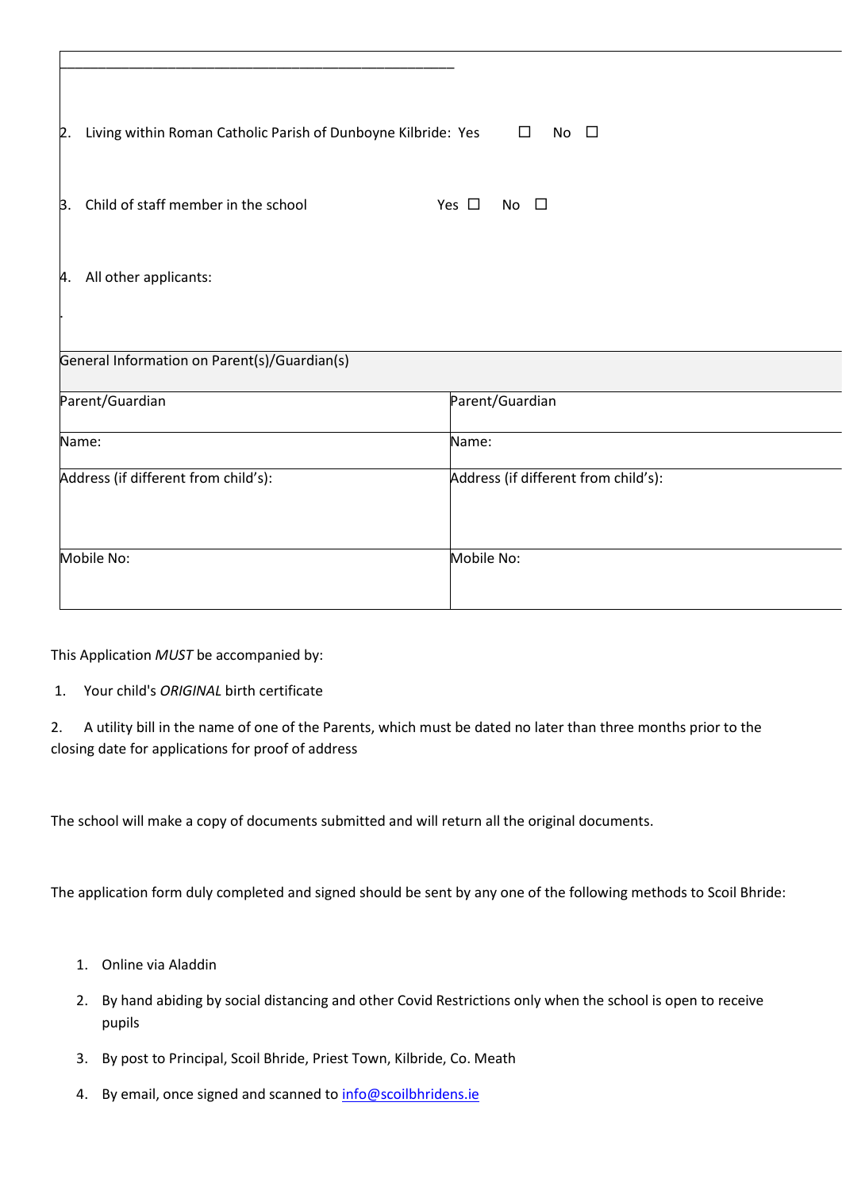_______________________________________________

2. Living within Roman Catholic Parish of Dunboyne Kilbride: Yes ☐ No ☐

3. Child of staff member in the school Yes ☐ No ☐

4. All other applicants:

| General Information on Parent(s)/Guardian(s) | |
|---|---|
| Parent/Guardian | Parent/Guardian |
| Name: | Name: |
| Address (if different from child's): | Address (if different from child's): |
| Mobile No: | Mobile No: |

This Application *MUST* be accompanied by:

1. Your child's *ORIGINAL* birth certificate

2. A utility bill in the name of one of the Parents, which must be dated no later than three months prior to the closing date for applications for proof of address

The school will make a copy of documents submitted and will return all the original documents.

The application form duly completed and signed should be sent by any one of the following methods to Scoil Bhride:

1. Online via Aladdin
2. By hand abiding by social distancing and other Covid Restrictions only when the school is open to receive pupils
3. By post to Principal, Scoil Bhride, Priest Town, Kilbride, Co. Meath
4. By email, once signed and scanned to info@scoilbhridens.ie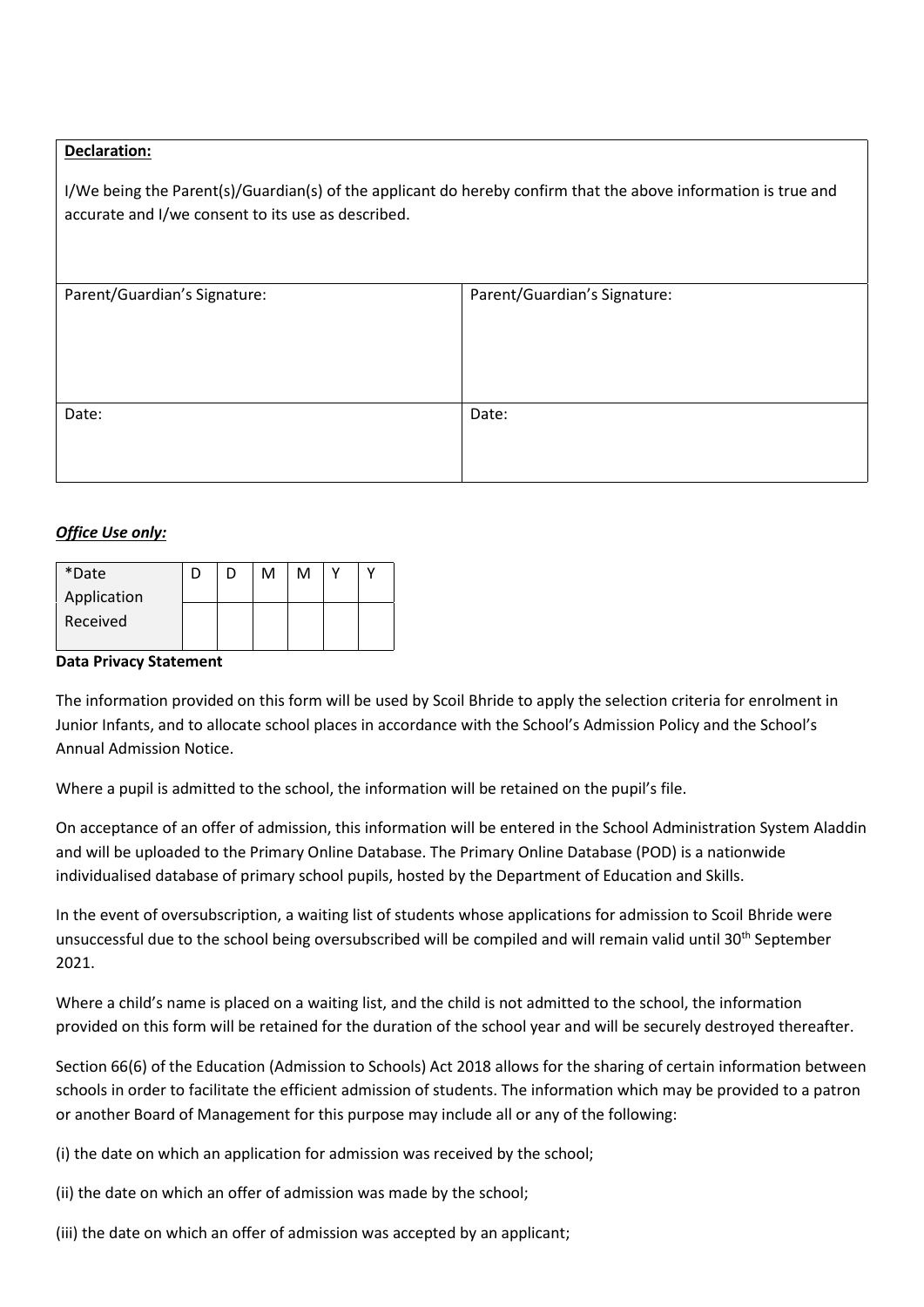| **Declaration:**<br><br>I/We being the Parent(s)/Guardian(s) of the applicant do hereby confirm that the above information is true and accurate and I/we consent to its use as described. | |
|---|---|
| Parent/Guardian's Signature: | Parent/Guardian's Signature: |
| Date: | Date: |

***Office Use only:***

| *Date Application Received | D | D | M | M | Y | Y |
|---|---|---|---|---|---|---|
| | | | | | | |

**Data Privacy Statement**

The information provided on this form will be used by Scoil Bhride to apply the selection criteria for enrolment in Junior Infants, and to allocate school places in accordance with the School's Admission Policy and the School's Annual Admission Notice.

Where a pupil is admitted to the school, the information will be retained on the pupil's file.

On acceptance of an offer of admission, this information will be entered in the School Administration System Aladdin and will be uploaded to the Primary Online Database. The Primary Online Database (POD) is a nationwide individualised database of primary school pupils, hosted by the Department of Education and Skills.

In the event of oversubscription, a waiting list of students whose applications for admission to Scoil Bhride were unsuccessful due to the school being oversubscribed will be compiled and will remain valid until 30th September 2021.

Where a child's name is placed on a waiting list, and the child is not admitted to the school, the information provided on this form will be retained for the duration of the school year and will be securely destroyed thereafter.

Section 66(6) of the Education (Admission to Schools) Act 2018 allows for the sharing of certain information between schools in order to facilitate the efficient admission of students. The information which may be provided to a patron or another Board of Management for this purpose may include all or any of the following:

(i) the date on which an application for admission was received by the school;

(ii) the date on which an offer of admission was made by the school;

(iii) the date on which an offer of admission was accepted by an applicant;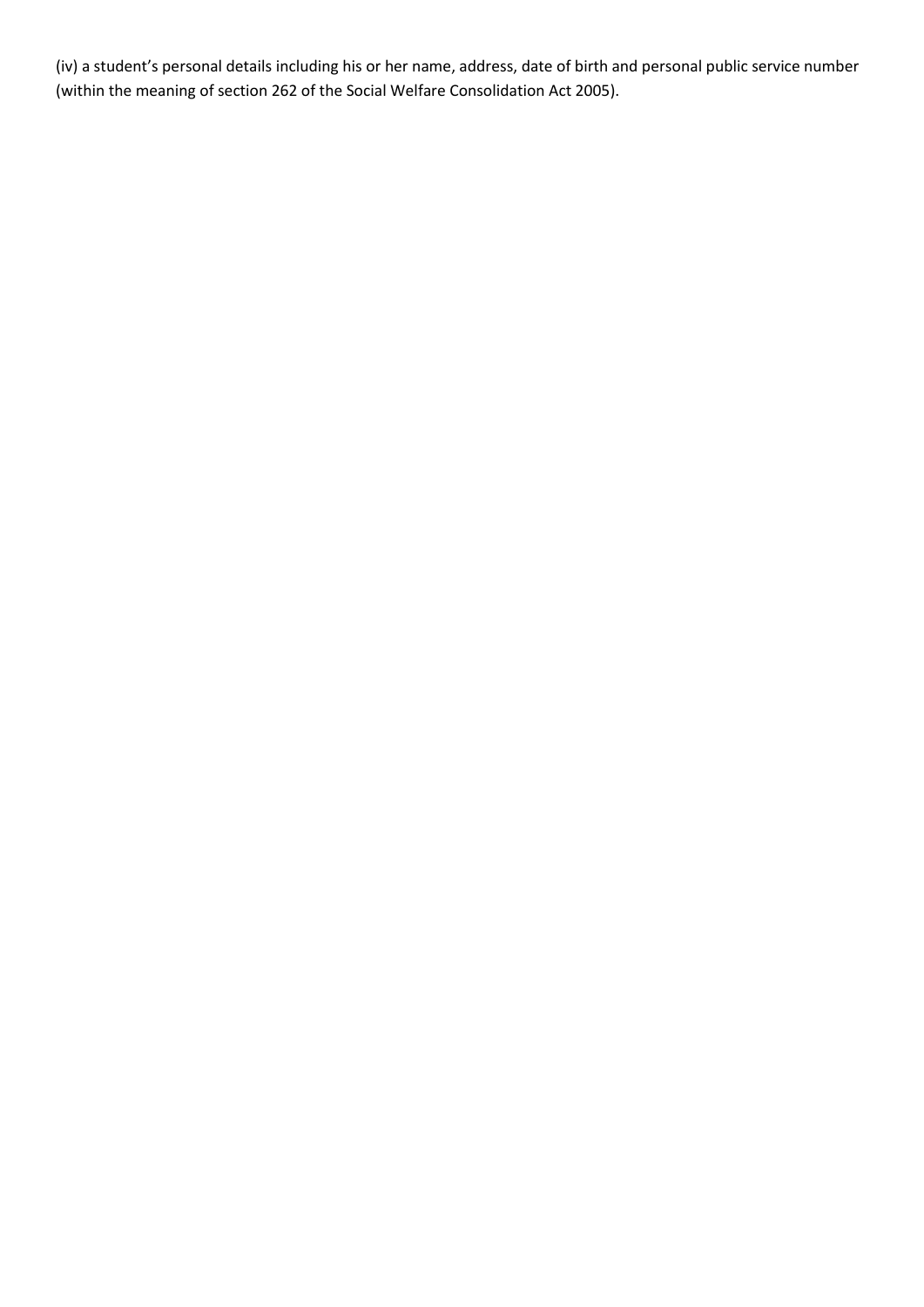(iv) a student's personal details including his or her name, address, date of birth and personal public service number (within the meaning of section 262 of the Social Welfare Consolidation Act 2005).